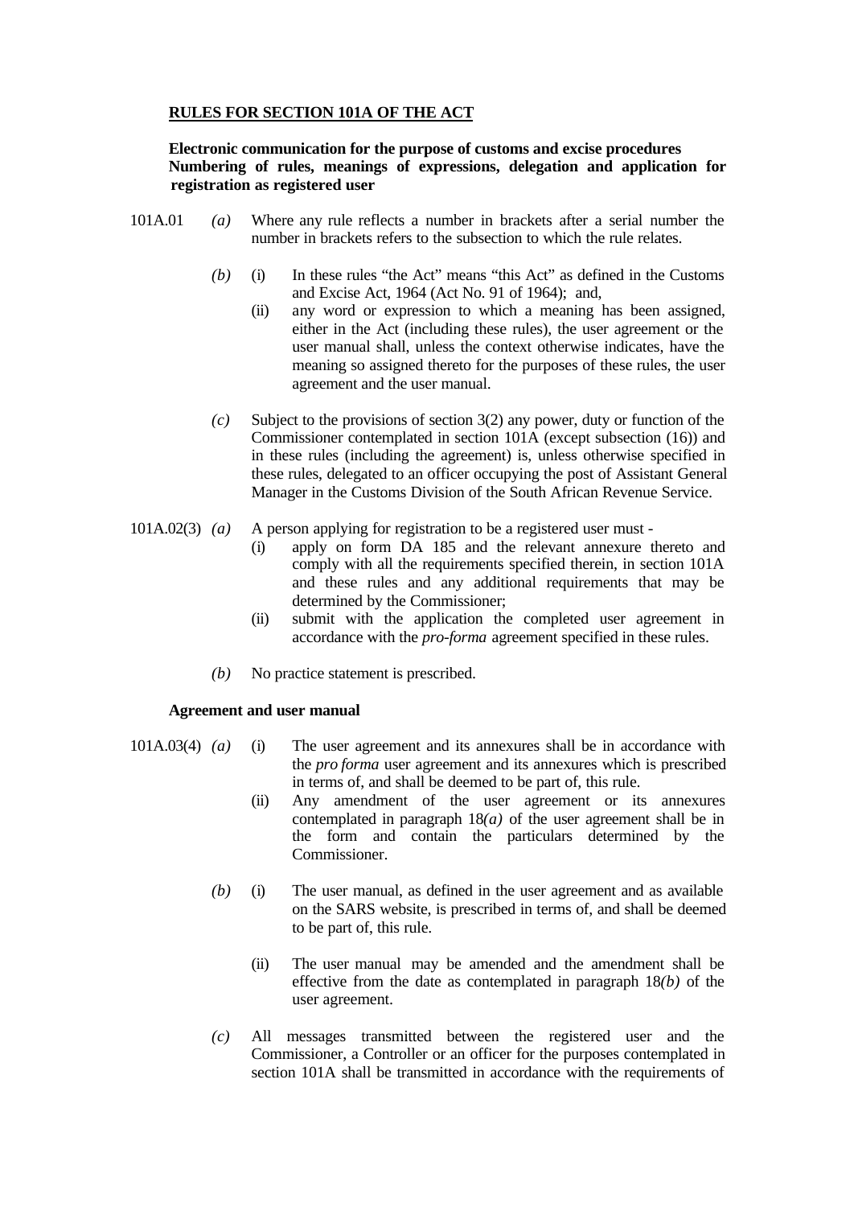## RULES FOR SECTION 101A OF THE ACT

**Electronic communication for the purpose of customs and excise procedures**
**Numbering of rules, meanings of expressions, delegation and application for registration as registered user**

101A.01 *(a)* Where any rule reflects a number in brackets after a serial number the number in brackets refers to the subsection to which the rule relates.

*(b)* (i) In these rules "the Act" means "this Act" as defined in the Customs and Excise Act, 1964 (Act No. 91 of 1964); and,

(ii) any word or expression to which a meaning has been assigned, either in the Act (including these rules), the user agreement or the user manual shall, unless the context otherwise indicates, have the meaning so assigned thereto for the purposes of these rules, the user agreement and the user manual.

*(c)* Subject to the provisions of section 3(2) any power, duty or function of the Commissioner contemplated in section 101A (except subsection (16)) and in these rules (including the agreement) is, unless otherwise specified in these rules, delegated to an officer occupying the post of Assistant General Manager in the Customs Division of the South African Revenue Service.

101A.02(3) *(a)* A person applying for registration to be a registered user must -

(i) apply on form DA 185 and the relevant annexure thereto and comply with all the requirements specified therein, in section 101A and these rules and any additional requirements that may be determined by the Commissioner;

(ii) submit with the application the completed user agreement in accordance with the *pro-forma* agreement specified in these rules.

*(b)* No practice statement is prescribed.

**Agreement and user manual**

101A.03(4) *(a)* (i) The user agreement and its annexures shall be in accordance with the *pro forma* user agreement and its annexures which is prescribed in terms of, and shall be deemed to be part of, this rule.

(ii) Any amendment of the user agreement or its annexures contemplated in paragraph 18*(a)* of the user agreement shall be in the form and contain the particulars determined by the Commissioner.

*(b)* (i) The user manual, as defined in the user agreement and as available on the SARS website, is prescribed in terms of, and shall be deemed to be part of, this rule.

(ii) The user manual may be amended and the amendment shall be effective from the date as contemplated in paragraph 18*(b)* of the user agreement.

*(c)* All messages transmitted between the registered user and the Commissioner, a Controller or an officer for the purposes contemplated in section 101A shall be transmitted in accordance with the requirements of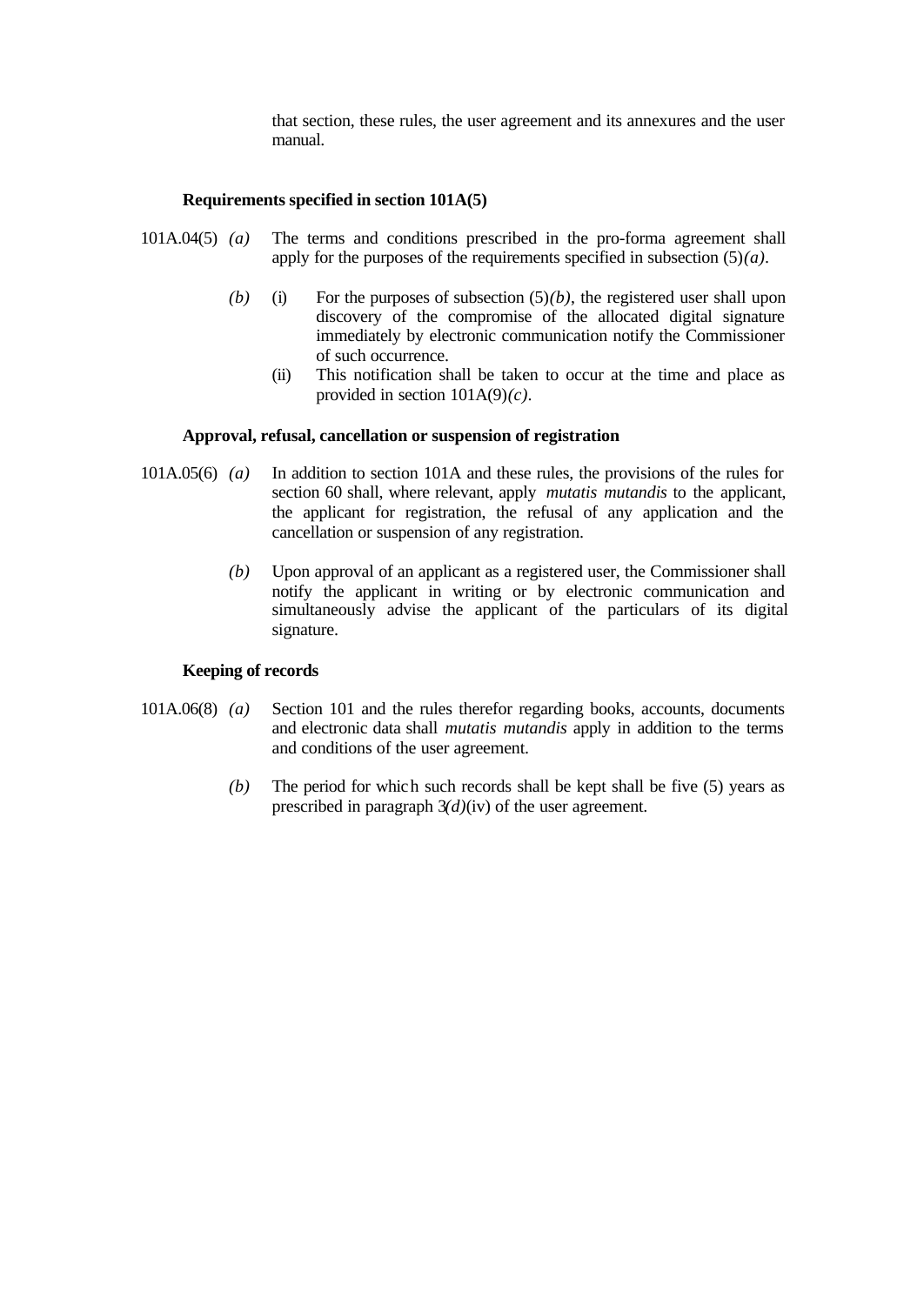that section, these rules, the user agreement and its annexures and the user manual.

**Requirements specified in section 101A(5)**

101A.04(5) *(a)* The terms and conditions prescribed in the pro-forma agreement shall apply for the purposes of the requirements specified in subsection (5)*(a)*.

*(b)* (i) For the purposes of subsection (5)*(b)*, the registered user shall upon discovery of the compromise of the allocated digital signature immediately by electronic communication notify the Commissioner of such occurrence.

(ii) This notification shall be taken to occur at the time and place as provided in section 101A(9)*(c)*.

**Approval, refusal, cancellation or suspension of registration**

101A.05(6) *(a)* In addition to section 101A and these rules, the provisions of the rules for section 60 shall, where relevant, apply *mutatis mutandis* to the applicant, the applicant for registration, the refusal of any application and the cancellation or suspension of any registration.

*(b)* Upon approval of an applicant as a registered user, the Commissioner shall notify the applicant in writing or by electronic communication and simultaneously advise the applicant of the particulars of its digital signature.

**Keeping of records**

101A.06(8) *(a)* Section 101 and the rules therefor regarding books, accounts, documents and electronic data shall *mutatis mutandis* apply in addition to the terms and conditions of the user agreement.

*(b)* The period for which such records shall be kept shall be five (5) years as prescribed in paragraph 3*(d)*(iv) of the user agreement.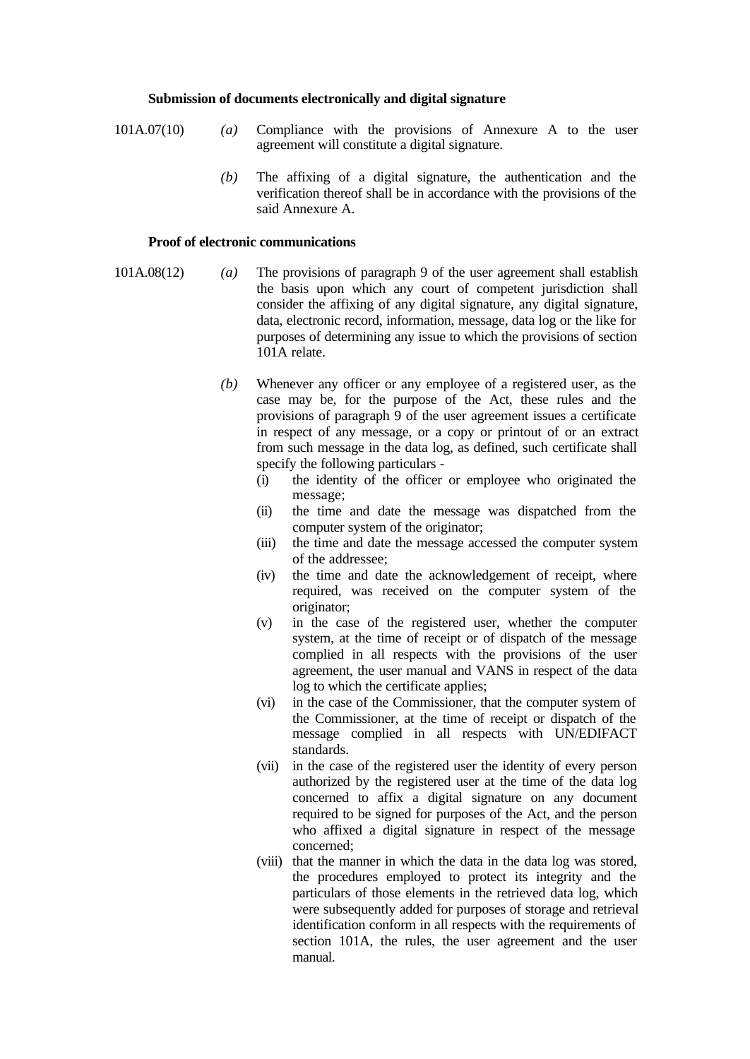**Submission of documents electronically and digital signature**

101A.07(10)

*(a)* Compliance with the provisions of Annexure A to the user agreement will constitute a digital signature.

*(b)* The affixing of a digital signature, the authentication and the verification thereof shall be in accordance with the provisions of the said Annexure A.

**Proof of electronic communications**

101A.08(12)

*(a)* The provisions of paragraph 9 of the user agreement shall establish the basis upon which any court of competent jurisdiction shall consider the affixing of any digital signature, any digital signature, data, electronic record, information, message, data log or the like for purposes of determining any issue to which the provisions of section 101A relate.

*(b)* Whenever any officer or any employee of a registered user, as the case may be, for the purpose of the Act, these rules and the provisions of paragraph 9 of the user agreement issues a certificate in respect of any message, or a copy or printout of or an extract from such message in the data log, as defined, such certificate shall specify the following particulars -

- (i) the identity of the officer or employee who originated the message;
- (ii) the time and date the message was dispatched from the computer system of the originator;
- (iii) the time and date the message accessed the computer system of the addressee;
- (iv) the time and date the acknowledgement of receipt, where required, was received on the computer system of the originator;
- (v) in the case of the registered user, whether the computer system, at the time of receipt or of dispatch of the message complied in all respects with the provisions of the user agreement, the user manual and VANS in respect of the data log to which the certificate applies;
- (vi) in the case of the Commissioner, that the computer system of the Commissioner, at the time of receipt or dispatch of the message complied in all respects with UN/EDIFACT standards.
- (vii) in the case of the registered user the identity of every person authorized by the registered user at the time of the data log concerned to affix a digital signature on any document required to be signed for purposes of the Act, and the person who affixed a digital signature in respect of the message concerned;
- (viii) that the manner in which the data in the data log was stored, the procedures employed to protect its integrity and the particulars of those elements in the retrieved data log, which were subsequently added for purposes of storage and retrieval identification conform in all respects with the requirements of section 101A, the rules, the user agreement and the user manual.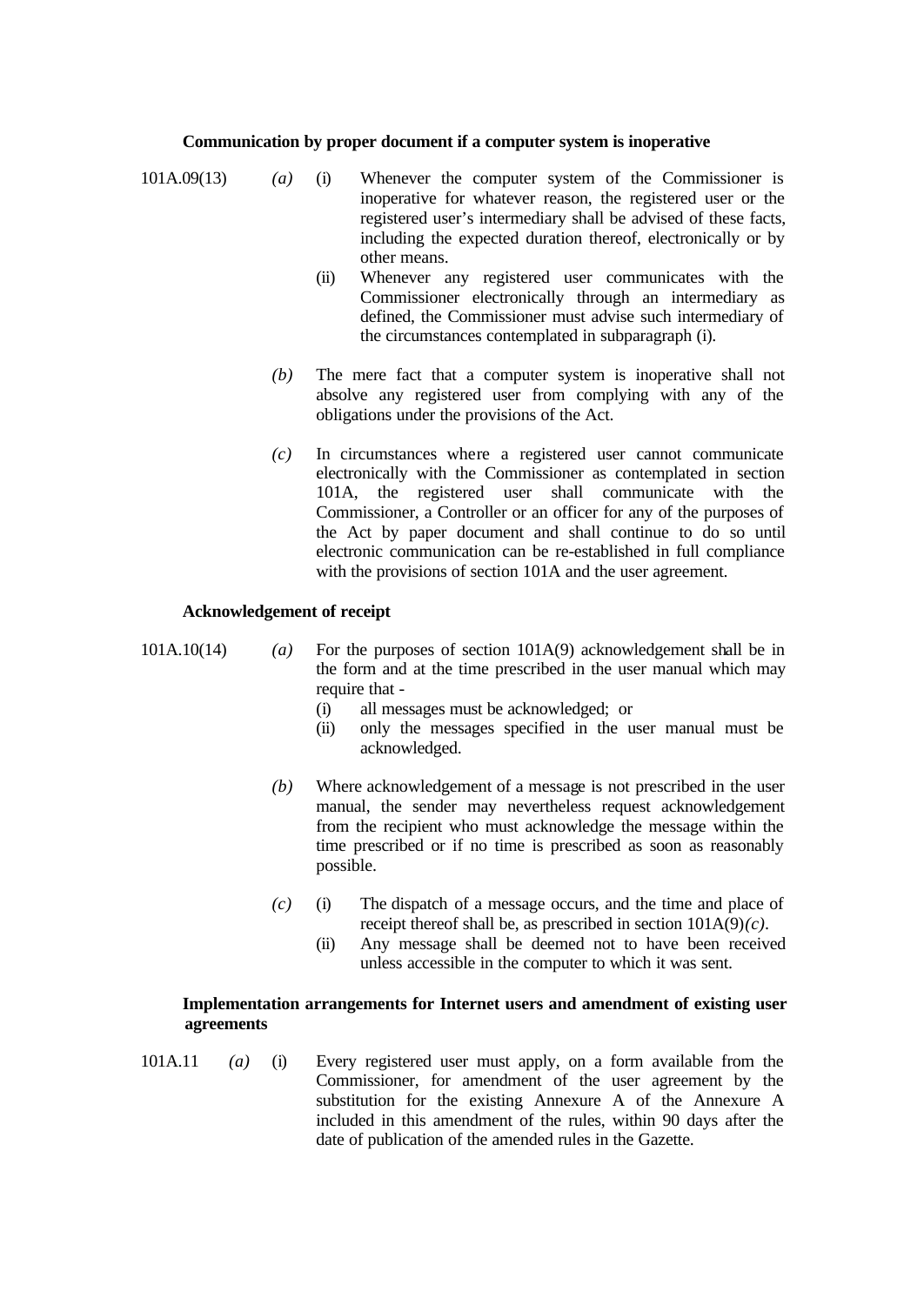**Communication by proper document if a computer system is inoperative**

101A.09(13)

*(a)* (i) Whenever the computer system of the Commissioner is inoperative for whatever reason, the registered user or the registered user's intermediary shall be advised of these facts, including the expected duration thereof, electronically or by other means.

(ii) Whenever any registered user communicates with the Commissioner electronically through an intermediary as defined, the Commissioner must advise such intermediary of the circumstances contemplated in subparagraph (i).

*(b)* The mere fact that a computer system is inoperative shall not absolve any registered user from complying with any of the obligations under the provisions of the Act.

*(c)* In circumstances where a registered user cannot communicate electronically with the Commissioner as contemplated in section 101A, the registered user shall communicate with the Commissioner, a Controller or an officer for any of the purposes of the Act by paper document and shall continue to do so until electronic communication can be re-established in full compliance with the provisions of section 101A and the user agreement.

**Acknowledgement of receipt**

101A.10(14)

*(a)* For the purposes of section 101A(9) acknowledgement shall be in the form and at the time prescribed in the user manual which may require that -

(i) all messages must be acknowledged; or

(ii) only the messages specified in the user manual must be acknowledged.

*(b)* Where acknowledgement of a message is not prescribed in the user manual, the sender may nevertheless request acknowledgement from the recipient who must acknowledge the message within the time prescribed or if no time is prescribed as soon as reasonably possible.

*(c)* (i) The dispatch of a message occurs, and the time and place of receipt thereof shall be, as prescribed in section 101A(9)*(c)*.

(ii) Any message shall be deemed not to have been received unless accessible in the computer to which it was sent.

**Implementation arrangements for Internet users and amendment of existing user agreements**

101A.11 *(a)* (i) Every registered user must apply, on a form available from the Commissioner, for amendment of the user agreement by the substitution for the existing Annexure A of the Annexure A included in this amendment of the rules, within 90 days after the date of publication of the amended rules in the Gazette.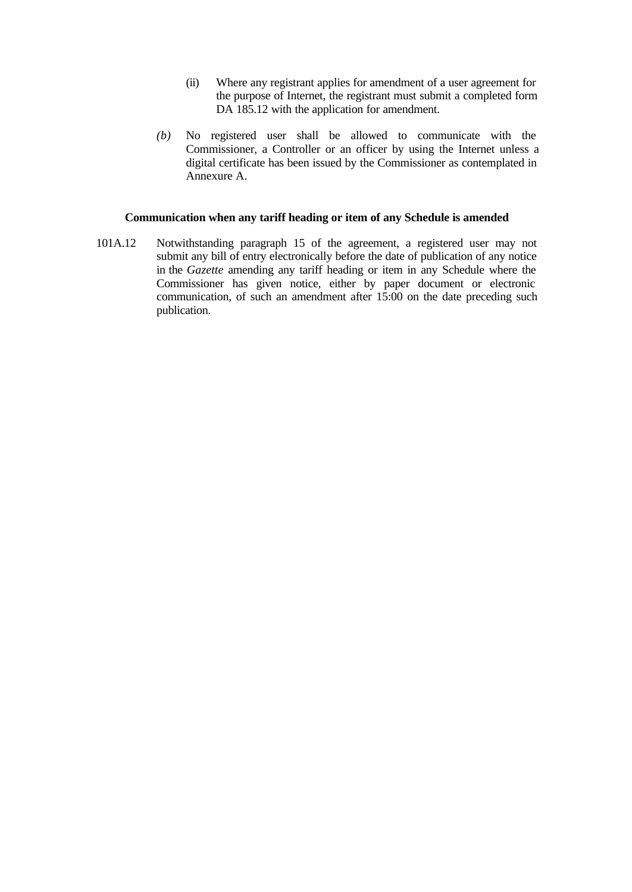(ii) Where any registrant applies for amendment of a user agreement for the purpose of Internet, the registrant must submit a completed form DA 185.12 with the application for amendment.

*(b)* No registered user shall be allowed to communicate with the Commissioner, a Controller or an officer by using the Internet unless a digital certificate has been issued by the Commissioner as contemplated in Annexure A.

**Communication when any tariff heading or item of any Schedule is amended**

101A.12 Notwithstanding paragraph 15 of the agreement, a registered user may not submit any bill of entry electronically before the date of publication of any notice in the *Gazette* amending any tariff heading or item in any Schedule where the Commissioner has given notice, either by paper document or electronic communication, of such an amendment after 15:00 on the date preceding such publication.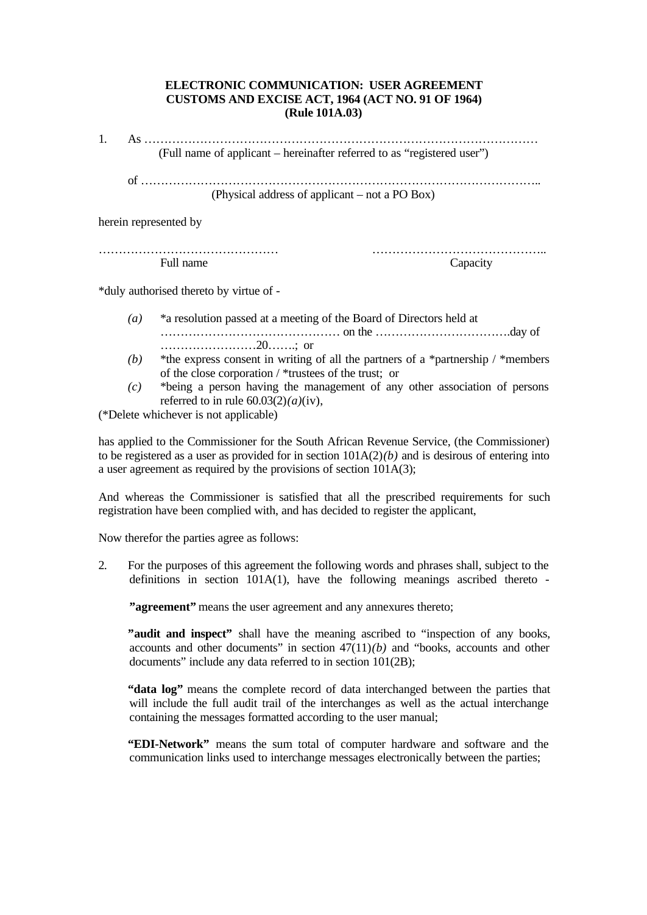**ELECTRONIC COMMUNICATION: USER AGREEMENT**
**CUSTOMS AND EXCISE ACT, 1964 (ACT NO. 91 OF 1964)**
**(Rule 101A.03)**

1. As ……………………………………………………………………………………………
(Full name of applicant – hereinafter referred to as "registered user")

of ……………………………………………………………………………………..
(Physical address of applicant – not a PO Box)

herein represented by

……………………………………… ……………………………………..
Full name Capacity

*duly authorised thereto by virtue of -

*(a)* *a resolution passed at a meeting of the Board of Directors held at ……………………………………… on the …………………………….day of ……………………20…….; or

*(b)* *the express consent in writing of all the partners of a *partnership / *members of the close corporation / *trustees of the trust; or

*(c)* *being a person having the management of any other association of persons referred to in rule 60.03(2)*(a)*(iv),

(*Delete whichever is not applicable)

has applied to the Commissioner for the South African Revenue Service, (the Commissioner) to be registered as a user as provided for in section 101A(2)*(b)* and is desirous of entering into a user agreement as required by the provisions of section 101A(3);

And whereas the Commissioner is satisfied that all the prescribed requirements for such registration have been complied with, and has decided to register the applicant,

Now therefor the parties agree as follows:

2. For the purposes of this agreement the following words and phrases shall, subject to the definitions in section 101A(1), have the following meanings ascribed thereto -

**"agreement"** means the user agreement and any annexures thereto;

**"audit and inspect"** shall have the meaning ascribed to "inspection of any books, accounts and other documents" in section 47(11)*(b)* and "books, accounts and other documents" include any data referred to in section 101(2B);

**"data log"** means the complete record of data interchanged between the parties that will include the full audit trail of the interchanges as well as the actual interchange containing the messages formatted according to the user manual;

**"EDI-Network"** means the sum total of computer hardware and software and the communication links used to interchange messages electronically between the parties;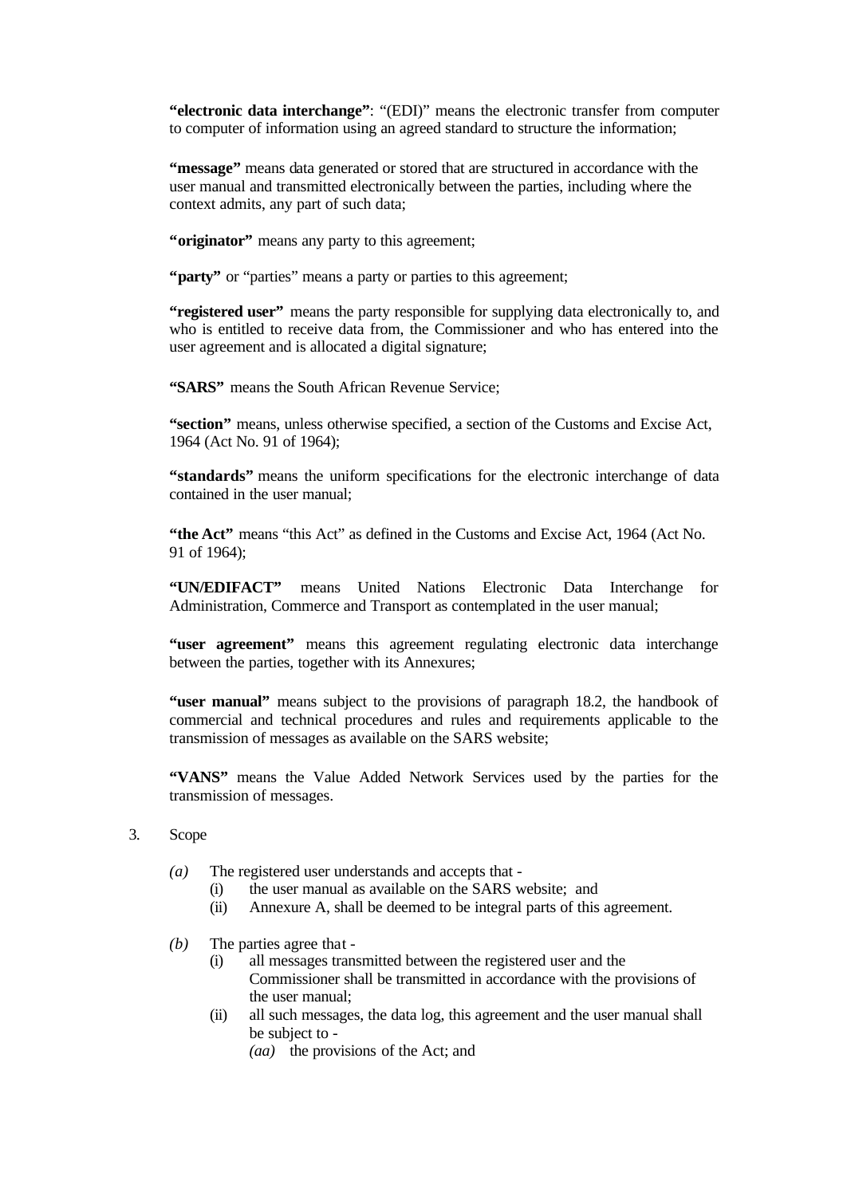**"electronic data interchange"**: "(EDI)" means the electronic transfer from computer to computer of information using an agreed standard to structure the information;

**"message"** means data generated or stored that are structured in accordance with the user manual and transmitted electronically between the parties, including where the context admits, any part of such data;

**"originator"** means any party to this agreement;

**"party"** or "parties" means a party or parties to this agreement;

**"registered user"** means the party responsible for supplying data electronically to, and who is entitled to receive data from, the Commissioner and who has entered into the user agreement and is allocated a digital signature;

**"SARS"** means the South African Revenue Service;

**"section"** means, unless otherwise specified, a section of the Customs and Excise Act, 1964 (Act No. 91 of 1964);

**"standards"** means the uniform specifications for the electronic interchange of data contained in the user manual;

**"the Act"** means "this Act" as defined in the Customs and Excise Act, 1964 (Act No. 91 of 1964);

**"UN/EDIFACT"** means United Nations Electronic Data Interchange for Administration, Commerce and Transport as contemplated in the user manual;

**"user agreement"** means this agreement regulating electronic data interchange between the parties, together with its Annexures;

**"user manual"** means subject to the provisions of paragraph 18.2, the handbook of commercial and technical procedures and rules and requirements applicable to the transmission of messages as available on the SARS website;

**"VANS"** means the Value Added Network Services used by the parties for the transmission of messages.

3. Scope

*(a)* The registered user understands and accepts that -
   (i) the user manual as available on the SARS website; and
   (ii) Annexure A, shall be deemed to be integral parts of this agreement.

*(b)* The parties agree that -
   (i) all messages transmitted between the registered user and the Commissioner shall be transmitted in accordance with the provisions of the user manual;
   (ii) all such messages, the data log, this agreement and the user manual shall be subject to -
      *(aa)* the provisions of the Act; and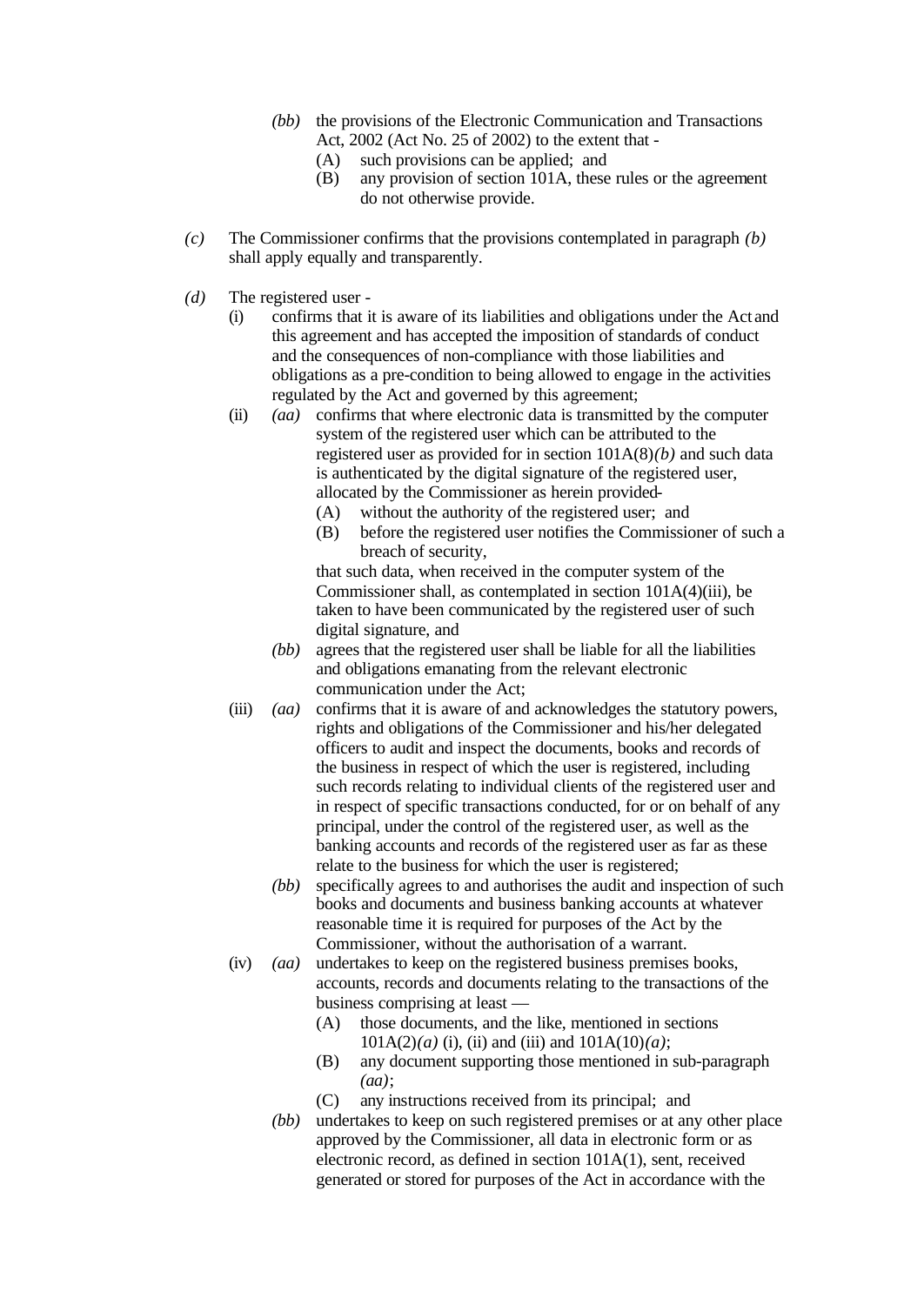- *(bb)* the provisions of the Electronic Communication and Transactions Act, 2002 (Act No. 25 of 2002) to the extent that -
  - (A) such provisions can be applied; and
  - (B) any provision of section 101A, these rules or the agreement do not otherwise provide.

*(c)* The Commissioner confirms that the provisions contemplated in paragraph *(b)* shall apply equally and transparently.

*(d)* The registered user -

- (i) confirms that it is aware of its liabilities and obligations under the Act and this agreement and has accepted the imposition of standards of conduct and the consequences of non-compliance with those liabilities and obligations as a pre-condition to being allowed to engage in the activities regulated by the Act and governed by this agreement;
- (ii) *(aa)* confirms that where electronic data is transmitted by the computer system of the registered user which can be attributed to the registered user as provided for in section 101A(8)*(b)* and such data is authenticated by the digital signature of the registered user, allocated by the Commissioner as herein provided-
  - (A) without the authority of the registered user; and
  - (B) before the registered user notifies the Commissioner of such a breach of security,

  that such data, when received in the computer system of the Commissioner shall, as contemplated in section 101A(4)(iii), be taken to have been communicated by the registered user of such digital signature, and
  - *(bb)* agrees that the registered user shall be liable for all the liabilities and obligations emanating from the relevant electronic communication under the Act;
- (iii) *(aa)* confirms that it is aware of and acknowledges the statutory powers, rights and obligations of the Commissioner and his/her delegated officers to audit and inspect the documents, books and records of the business in respect of which the user is registered, including such records relating to individual clients of the registered user and in respect of specific transactions conducted, for or on behalf of any principal, under the control of the registered user, as well as the banking accounts and records of the registered user as far as these relate to the business for which the user is registered;
  - *(bb)* specifically agrees to and authorises the audit and inspection of such books and documents and business banking accounts at whatever reasonable time it is required for purposes of the Act by the Commissioner, without the authorisation of a warrant.
- (iv) *(aa)* undertakes to keep on the registered business premises books, accounts, records and documents relating to the transactions of the business comprising at least —
  - (A) those documents, and the like, mentioned in sections 101A(2)*(a)* (i), (ii) and (iii) and 101A(10)*(a)*;
  - (B) any document supporting those mentioned in sub-paragraph *(aa)*;
  - (C) any instructions received from its principal; and
  - *(bb)* undertakes to keep on such registered premises or at any other place approved by the Commissioner, all data in electronic form or as electronic record, as defined in section 101A(1), sent, received generated or stored for purposes of the Act in accordance with the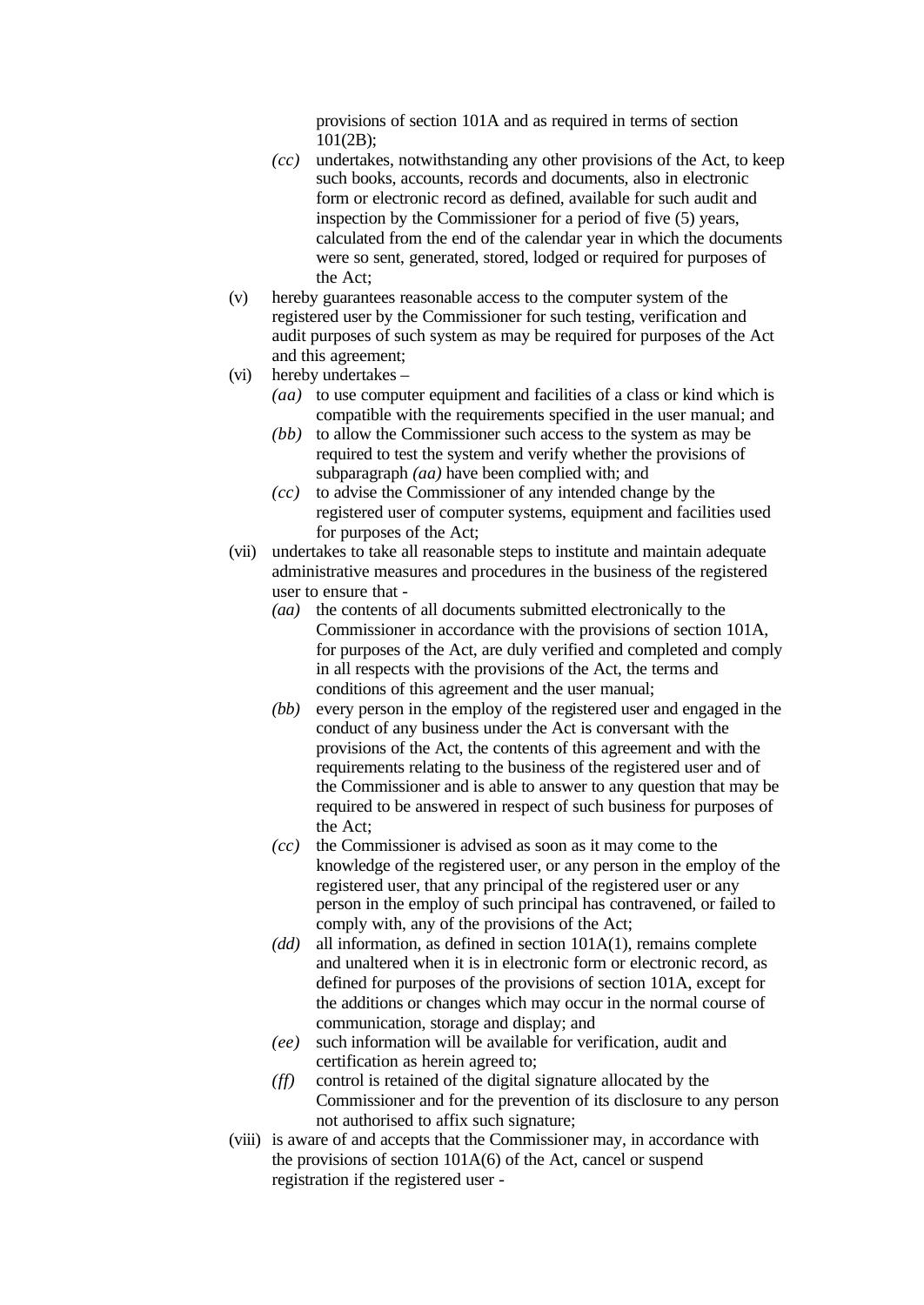provisions of section 101A and as required in terms of section 101(2B);

*(cc)* undertakes, notwithstanding any other provisions of the Act, to keep such books, accounts, records and documents, also in electronic form or electronic record as defined, available for such audit and inspection by the Commissioner for a period of five (5) years, calculated from the end of the calendar year in which the documents were so sent, generated, stored, lodged or required for purposes of the Act;

(v) hereby guarantees reasonable access to the computer system of the registered user by the Commissioner for such testing, verification and audit purposes of such system as may be required for purposes of the Act and this agreement;

(vi) hereby undertakes –

*(aa)* to use computer equipment and facilities of a class or kind which is compatible with the requirements specified in the user manual; and

*(bb)* to allow the Commissioner such access to the system as may be required to test the system and verify whether the provisions of subparagraph *(aa)* have been complied with; and

*(cc)* to advise the Commissioner of any intended change by the registered user of computer systems, equipment and facilities used for purposes of the Act;

(vii) undertakes to take all reasonable steps to institute and maintain adequate administrative measures and procedures in the business of the registered user to ensure that -

*(aa)* the contents of all documents submitted electronically to the Commissioner in accordance with the provisions of section 101A, for purposes of the Act, are duly verified and completed and comply in all respects with the provisions of the Act, the terms and conditions of this agreement and the user manual;

*(bb)* every person in the employ of the registered user and engaged in the conduct of any business under the Act is conversant with the provisions of the Act, the contents of this agreement and with the requirements relating to the business of the registered user and of the Commissioner and is able to answer to any question that may be required to be answered in respect of such business for purposes of the Act;

*(cc)* the Commissioner is advised as soon as it may come to the knowledge of the registered user, or any person in the employ of the registered user, that any principal of the registered user or any person in the employ of such principal has contravened, or failed to comply with, any of the provisions of the Act;

*(dd)* all information, as defined in section 101A(1), remains complete and unaltered when it is in electronic form or electronic record, as defined for purposes of the provisions of section 101A, except for the additions or changes which may occur in the normal course of communication, storage and display; and

*(ee)* such information will be available for verification, audit and certification as herein agreed to;

*(ff)* control is retained of the digital signature allocated by the Commissioner and for the prevention of its disclosure to any person not authorised to affix such signature;

(viii) is aware of and accepts that the Commissioner may, in accordance with the provisions of section 101A(6) of the Act, cancel or suspend registration if the registered user -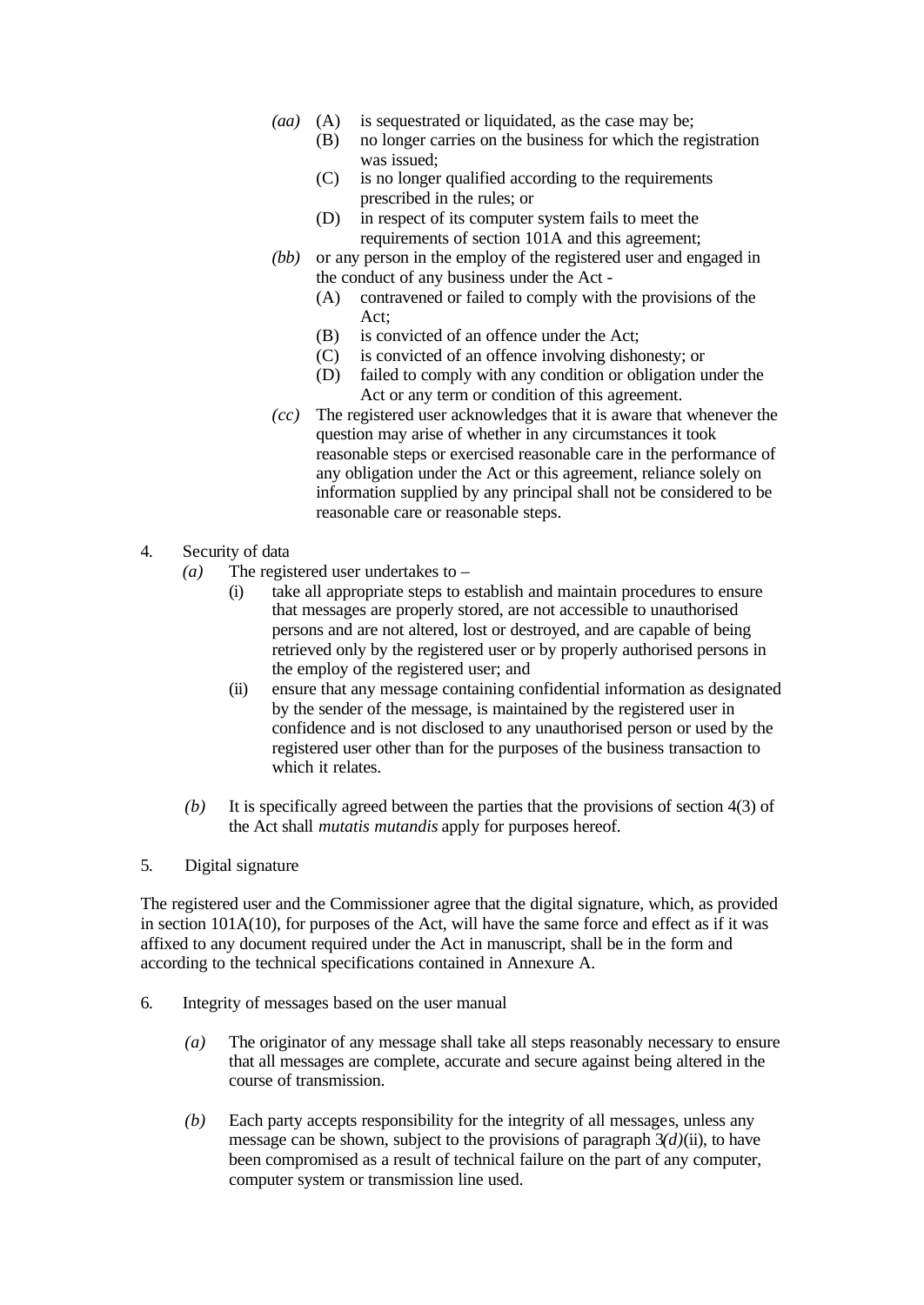*(aa)* (A) is sequestrated or liquidated, as the case may be;
(B) no longer carries on the business for which the registration was issued;
(C) is no longer qualified according to the requirements prescribed in the rules; or
(D) in respect of its computer system fails to meet the requirements of section 101A and this agreement;

*(bb)* or any person in the employ of the registered user and engaged in the conduct of any business under the Act -
(A) contravened or failed to comply with the provisions of the Act;
(B) is convicted of an offence under the Act;
(C) is convicted of an offence involving dishonesty; or
(D) failed to comply with any condition or obligation under the Act or any term or condition of this agreement.

*(cc)* The registered user acknowledges that it is aware that whenever the question may arise of whether in any circumstances it took reasonable steps or exercised reasonable care in the performance of any obligation under the Act or this agreement, reliance solely on information supplied by any principal shall not be considered to be reasonable care or reasonable steps.

4. Security of data

*(a)* The registered user undertakes to –
(i) take all appropriate steps to establish and maintain procedures to ensure that messages are properly stored, are not accessible to unauthorised persons and are not altered, lost or destroyed, and are capable of being retrieved only by the registered user or by properly authorised persons in the employ of the registered user; and
(ii) ensure that any message containing confidential information as designated by the sender of the message, is maintained by the registered user in confidence and is not disclosed to any unauthorised person or used by the registered user other than for the purposes of the business transaction to which it relates.

*(b)* It is specifically agreed between the parties that the provisions of section 4(3) of the Act shall *mutatis mutandis* apply for purposes hereof.

5. Digital signature

The registered user and the Commissioner agree that the digital signature, which, as provided in section 101A(10), for purposes of the Act, will have the same force and effect as if it was affixed to any document required under the Act in manuscript, shall be in the form and according to the technical specifications contained in Annexure A.

6. Integrity of messages based on the user manual

*(a)* The originator of any message shall take all steps reasonably necessary to ensure that all messages are complete, accurate and secure against being altered in the course of transmission.

*(b)* Each party accepts responsibility for the integrity of all messages, unless any message can be shown, subject to the provisions of paragraph 3*(d)*(ii), to have been compromised as a result of technical failure on the part of any computer, computer system or transmission line used.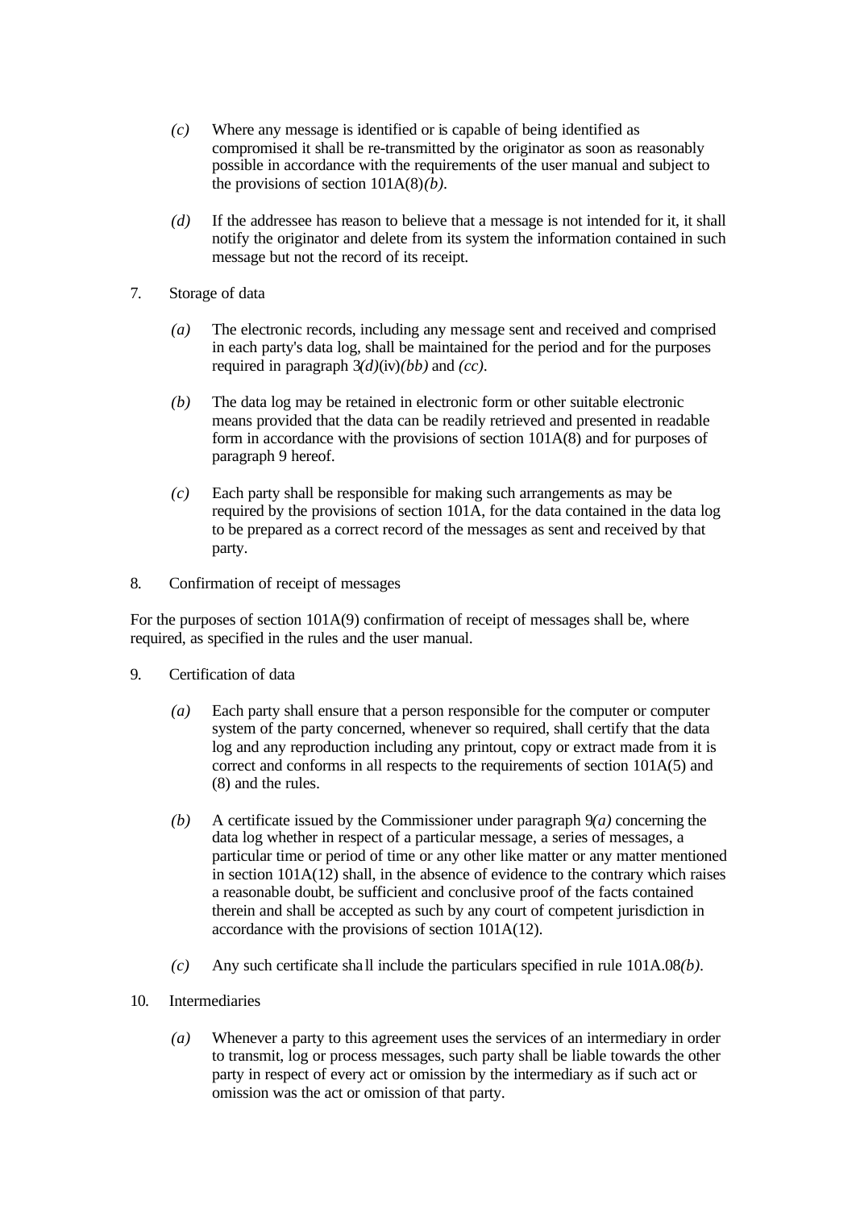*(c)* Where any message is identified or is capable of being identified as compromised it shall be re-transmitted by the originator as soon as reasonably possible in accordance with the requirements of the user manual and subject to the provisions of section 101A(8)*(b)*.

*(d)* If the addressee has reason to believe that a message is not intended for it, it shall notify the originator and delete from its system the information contained in such message but not the record of its receipt.

7. Storage of data

*(a)* The electronic records, including any message sent and received and comprised in each party's data log, shall be maintained for the period and for the purposes required in paragraph 3*(d)*(iv)*(bb)* and *(cc)*.

*(b)* The data log may be retained in electronic form or other suitable electronic means provided that the data can be readily retrieved and presented in readable form in accordance with the provisions of section 101A(8) and for purposes of paragraph 9 hereof.

*(c)* Each party shall be responsible for making such arrangements as may be required by the provisions of section 101A, for the data contained in the data log to be prepared as a correct record of the messages as sent and received by that party.

8. Confirmation of receipt of messages

For the purposes of section 101A(9) confirmation of receipt of messages shall be, where required, as specified in the rules and the user manual.

9. Certification of data

*(a)* Each party shall ensure that a person responsible for the computer or computer system of the party concerned, whenever so required, shall certify that the data log and any reproduction including any printout, copy or extract made from it is correct and conforms in all respects to the requirements of section 101A(5) and (8) and the rules.

*(b)* A certificate issued by the Commissioner under paragraph 9*(a)* concerning the data log whether in respect of a particular message, a series of messages, a particular time or period of time or any other like matter or any matter mentioned in section 101A(12) shall, in the absence of evidence to the contrary which raises a reasonable doubt, be sufficient and conclusive proof of the facts contained therein and shall be accepted as such by any court of competent jurisdiction in accordance with the provisions of section 101A(12).

*(c)* Any such certificate shall include the particulars specified in rule 101A.08*(b)*.

10. Intermediaries

*(a)* Whenever a party to this agreement uses the services of an intermediary in order to transmit, log or process messages, such party shall be liable towards the other party in respect of every act or omission by the intermediary as if such act or omission was the act or omission of that party.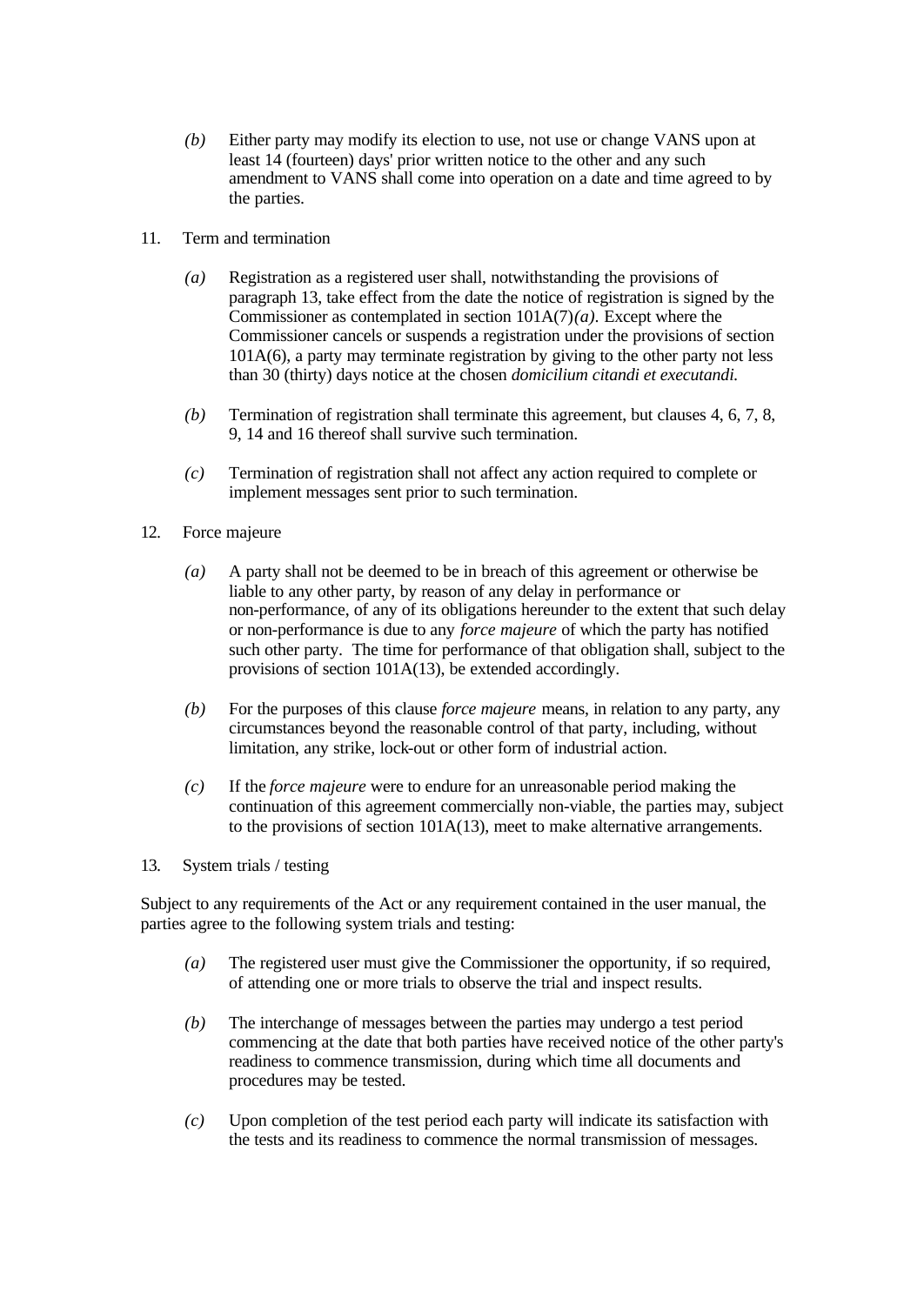*(b)* Either party may modify its election to use, not use or change VANS upon at least 14 (fourteen) days' prior written notice to the other and any such amendment to VANS shall come into operation on a date and time agreed to by the parties.

11. Term and termination

*(a)* Registration as a registered user shall, notwithstanding the provisions of paragraph 13, take effect from the date the notice of registration is signed by the Commissioner as contemplated in section 101A(7)*(a)*. Except where the Commissioner cancels or suspends a registration under the provisions of section 101A(6), a party may terminate registration by giving to the other party not less than 30 (thirty) days notice at the chosen *domicilium citandi et executandi.*

*(b)* Termination of registration shall terminate this agreement, but clauses 4, 6, 7, 8, 9, 14 and 16 thereof shall survive such termination.

*(c)* Termination of registration shall not affect any action required to complete or implement messages sent prior to such termination.

12. Force majeure

*(a)* A party shall not be deemed to be in breach of this agreement or otherwise be liable to any other party, by reason of any delay in performance or non-performance, of any of its obligations hereunder to the extent that such delay or non-performance is due to any *force majeure* of which the party has notified such other party. The time for performance of that obligation shall, subject to the provisions of section 101A(13), be extended accordingly.

*(b)* For the purposes of this clause *force majeure* means, in relation to any party, any circumstances beyond the reasonable control of that party, including, without limitation, any strike, lock-out or other form of industrial action.

*(c)* If the *force majeure* were to endure for an unreasonable period making the continuation of this agreement commercially non-viable, the parties may, subject to the provisions of section 101A(13), meet to make alternative arrangements.

13. System trials / testing

Subject to any requirements of the Act or any requirement contained in the user manual, the parties agree to the following system trials and testing:

*(a)* The registered user must give the Commissioner the opportunity, if so required, of attending one or more trials to observe the trial and inspect results.

*(b)* The interchange of messages between the parties may undergo a test period commencing at the date that both parties have received notice of the other party's readiness to commence transmission, during which time all documents and procedures may be tested.

*(c)* Upon completion of the test period each party will indicate its satisfaction with the tests and its readiness to commence the normal transmission of messages.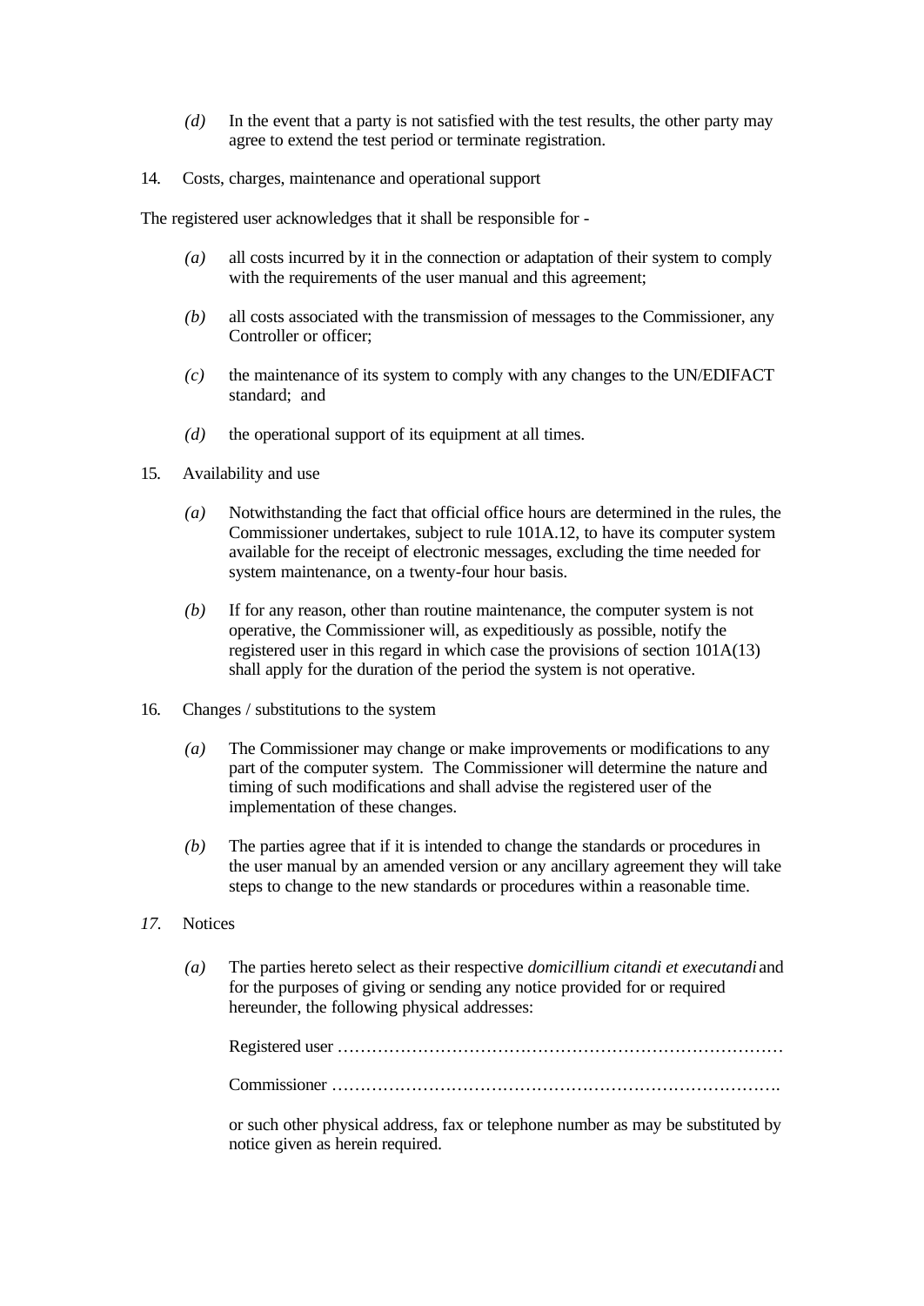*(d)* In the event that a party is not satisfied with the test results, the other party may agree to extend the test period or terminate registration.

14. Costs, charges, maintenance and operational support

The registered user acknowledges that it shall be responsible for -

*(a)* all costs incurred by it in the connection or adaptation of their system to comply with the requirements of the user manual and this agreement;

*(b)* all costs associated with the transmission of messages to the Commissioner, any Controller or officer;

*(c)* the maintenance of its system to comply with any changes to the UN/EDIFACT standard; and

*(d)* the operational support of its equipment at all times.

15. Availability and use

*(a)* Notwithstanding the fact that official office hours are determined in the rules, the Commissioner undertakes, subject to rule 101A.12, to have its computer system available for the receipt of electronic messages, excluding the time needed for system maintenance, on a twenty-four hour basis.

*(b)* If for any reason, other than routine maintenance, the computer system is not operative, the Commissioner will, as expeditiously as possible, notify the registered user in this regard in which case the provisions of section 101A(13) shall apply for the duration of the period the system is not operative.

16. Changes / substitutions to the system

*(a)* The Commissioner may change or make improvements or modifications to any part of the computer system. The Commissioner will determine the nature and timing of such modifications and shall advise the registered user of the implementation of these changes.

*(b)* The parties agree that if it is intended to change the standards or procedures in the user manual by an amended version or any ancillary agreement they will take steps to change to the new standards or procedures within a reasonable time.

*17.* Notices

*(a)* The parties hereto select as their respective *domicillium citandi et executandi* and for the purposes of giving or sending any notice provided for or required hereunder, the following physical addresses:

Registered user ……………………………………………………………………

Commissioner …………………………………………………………………….

or such other physical address, fax or telephone number as may be substituted by notice given as herein required.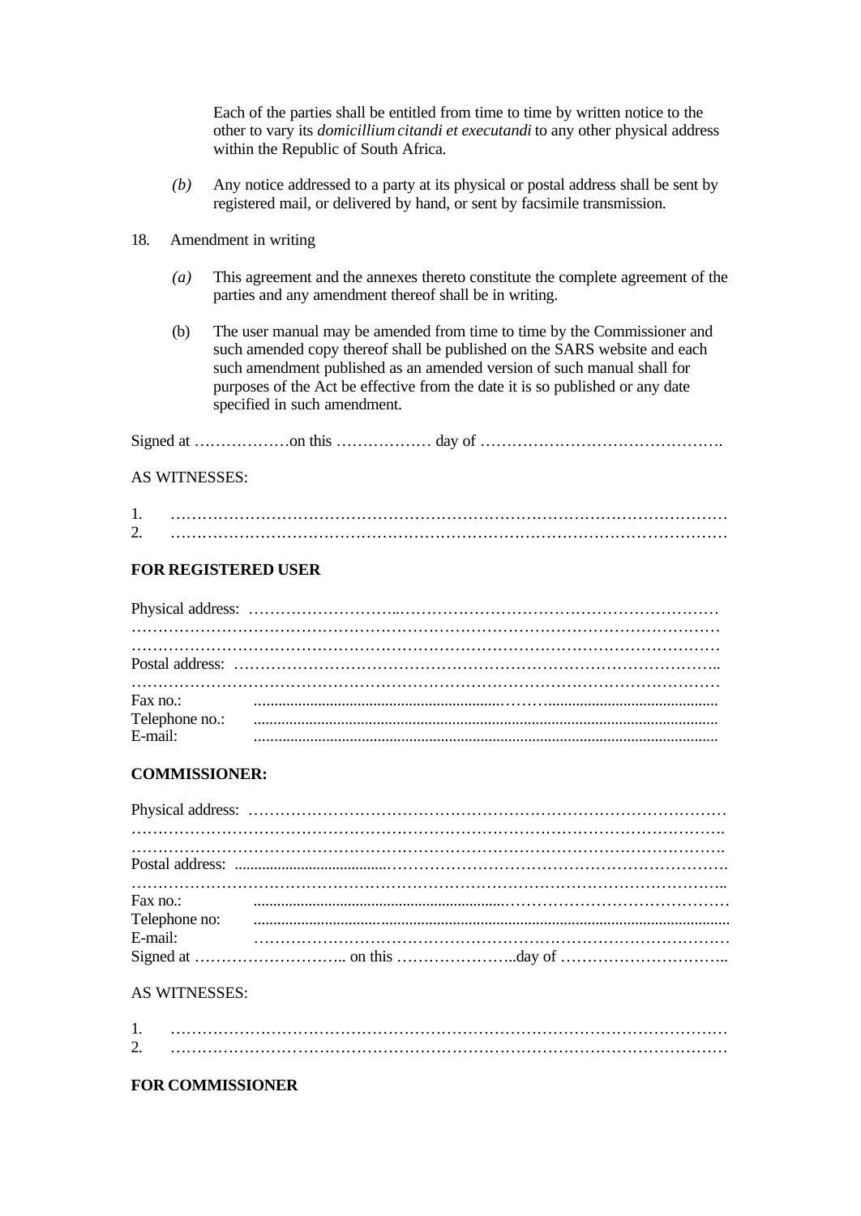Each of the parties shall be entitled from time to time by written notice to the other to vary its *domicillium citandi et executandi* to any other physical address within the Republic of South Africa.

*(b)* Any notice addressed to a party at its physical or postal address shall be sent by registered mail, or delivered by hand, or sent by facsimile transmission.

18. Amendment in writing

*(a)* This agreement and the annexes thereto constitute the complete agreement of the parties and any amendment thereof shall be in writing.

(b) The user manual may be amended from time to time by the Commissioner and such amended copy thereof shall be published on the SARS website and each such amendment published as an amended version of such manual shall for purposes of the Act be effective from the date it is so published or any date specified in such amendment.

Signed at ………………on this ……………… day of ……………………………………….

AS WITNESSES:

1. …………………………………………………………………………………………
2. …………………………………………………………………………………………

**FOR REGISTERED USER**

Physical address: ………………………..……………………………………………………
……………………………………………………………………………………………
……………………………………………………………………………………………
Postal address: ………………………………………………………………………………..
……………………………………………………………………………………………
Fax no.: ................................................................………..........................................
Telephone no.: ..................................................................................................................
E-mail: ..................................................................................................................

**COMMISSIONER:**

Physical address: ……………………………………………………………………………
……………………………………………………………………………………………….
……………………………………………………………………………………………….
Postal address: ......................................……………………………………………………….
……………………………………………………………………………………………..
Fax no.: ................................................................……………………………………
Telephone no: ..................................................................................................................
E-mail: ……………………………………………………………………………
Signed at ……………………….. on this …………………..day of …………………………..

AS WITNESSES:

1. …………………………………………………………………………………………
2. …………………………………………………………………………………………

**FOR COMMISSIONER**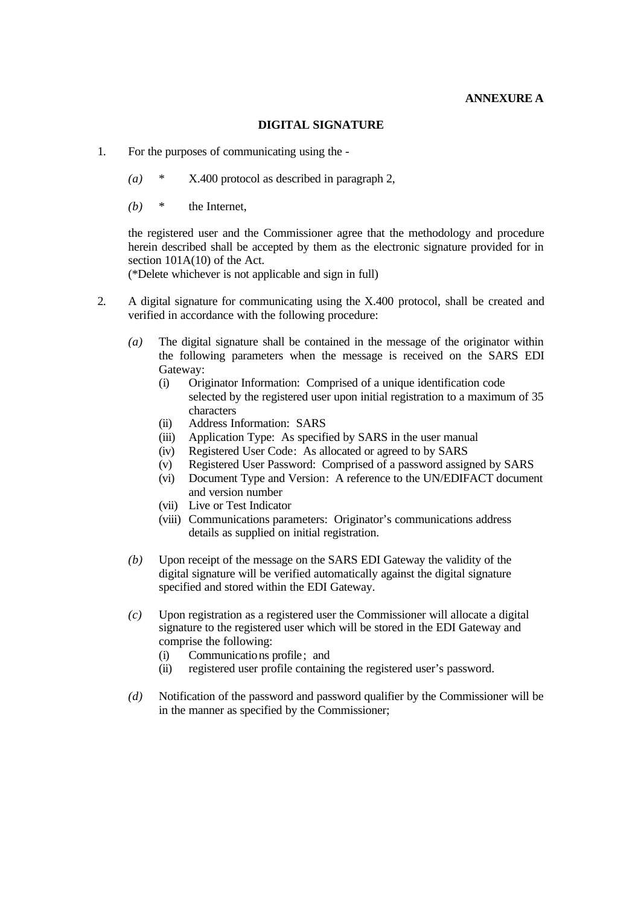**ANNEXURE A**

**DIGITAL SIGNATURE**

1. For the purposes of communicating using the -

   *(a)* * X.400 protocol as described in paragraph 2,

   *(b)* * the Internet,

   the registered user and the Commissioner agree that the methodology and procedure herein described shall be accepted by them as the electronic signature provided for in section 101A(10) of the Act.
   (*Delete whichever is not applicable and sign in full)

2. A digital signature for communicating using the X.400 protocol, shall be created and verified in accordance with the following procedure:

   *(a)* The digital signature shall be contained in the message of the originator within the following parameters when the message is received on the SARS EDI Gateway:
      (i) Originator Information: Comprised of a unique identification code selected by the registered user upon initial registration to a maximum of 35 characters
      (ii) Address Information: SARS
      (iii) Application Type: As specified by SARS in the user manual
      (iv) Registered User Code: As allocated or agreed to by SARS
      (v) Registered User Password: Comprised of a password assigned by SARS
      (vi) Document Type and Version: A reference to the UN/EDIFACT document and version number
      (vii) Live or Test Indicator
      (viii) Communications parameters: Originator's communications address details as supplied on initial registration.

   *(b)* Upon receipt of the message on the SARS EDI Gateway the validity of the digital signature will be verified automatically against the digital signature specified and stored within the EDI Gateway.

   *(c)* Upon registration as a registered user the Commissioner will allocate a digital signature to the registered user which will be stored in the EDI Gateway and comprise the following:
      (i) Communications profile; and
      (ii) registered user profile containing the registered user's password.

   *(d)* Notification of the password and password qualifier by the Commissioner will be in the manner as specified by the Commissioner;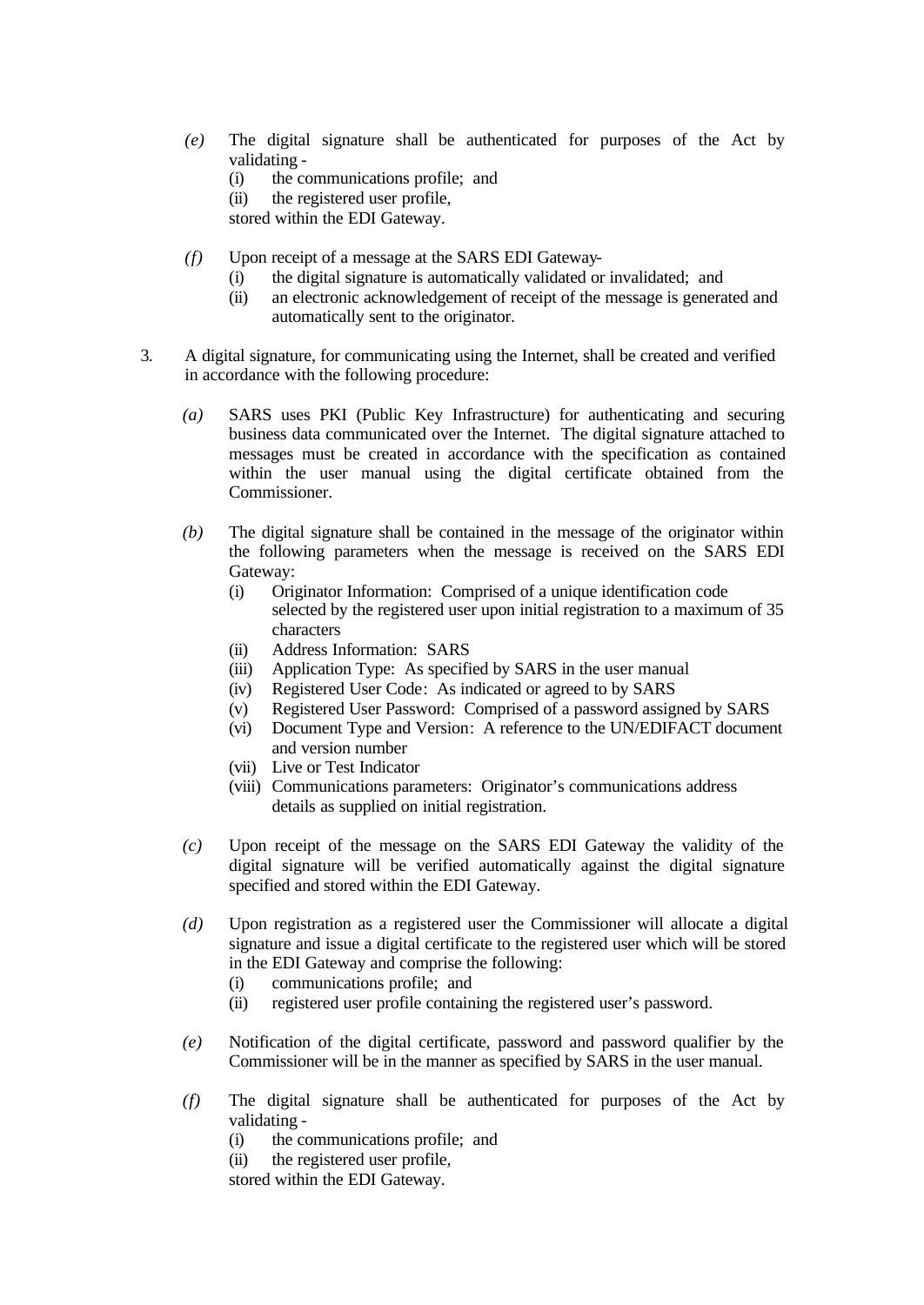*(e)* The digital signature shall be authenticated for purposes of the Act by validating -

(i) the communications profile; and

(ii) the registered user profile,

stored within the EDI Gateway.

*(f)* Upon receipt of a message at the SARS EDI Gateway-

(i) the digital signature is automatically validated or invalidated; and

(ii) an electronic acknowledgement of receipt of the message is generated and automatically sent to the originator.

3. A digital signature, for communicating using the Internet, shall be created and verified in accordance with the following procedure:

*(a)* SARS uses PKI (Public Key Infrastructure) for authenticating and securing business data communicated over the Internet. The digital signature attached to messages must be created in accordance with the specification as contained within the user manual using the digital certificate obtained from the Commissioner.

*(b)* The digital signature shall be contained in the message of the originator within the following parameters when the message is received on the SARS EDI Gateway:

(i) Originator Information: Comprised of a unique identification code selected by the registered user upon initial registration to a maximum of 35 characters

(ii) Address Information: SARS

(iii) Application Type: As specified by SARS in the user manual

(iv) Registered User Code: As indicated or agreed to by SARS

(v) Registered User Password: Comprised of a password assigned by SARS

(vi) Document Type and Version: A reference to the UN/EDIFACT document and version number

(vii) Live or Test Indicator

(viii) Communications parameters: Originator's communications address details as supplied on initial registration.

*(c)* Upon receipt of the message on the SARS EDI Gateway the validity of the digital signature will be verified automatically against the digital signature specified and stored within the EDI Gateway.

*(d)* Upon registration as a registered user the Commissioner will allocate a digital signature and issue a digital certificate to the registered user which will be stored in the EDI Gateway and comprise the following:

(i) communications profile; and

(ii) registered user profile containing the registered user's password.

*(e)* Notification of the digital certificate, password and password qualifier by the Commissioner will be in the manner as specified by SARS in the user manual.

*(f)* The digital signature shall be authenticated for purposes of the Act by validating -

(i) the communications profile; and

(ii) the registered user profile,

stored within the EDI Gateway.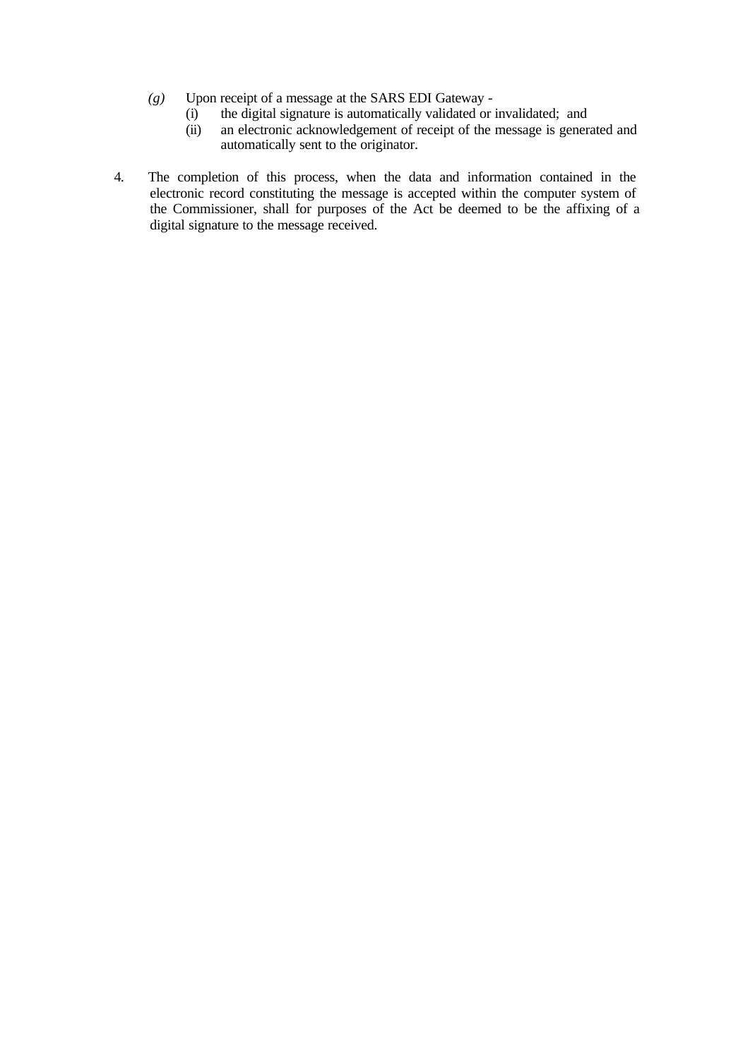*(g)* Upon receipt of a message at the SARS EDI Gateway -

(i) the digital signature is automatically validated or invalidated; and

(ii) an electronic acknowledgement of receipt of the message is generated and automatically sent to the originator.

4. The completion of this process, when the data and information contained in the electronic record constituting the message is accepted within the computer system of the Commissioner, shall for purposes of the Act be deemed to be the affixing of a digital signature to the message received.